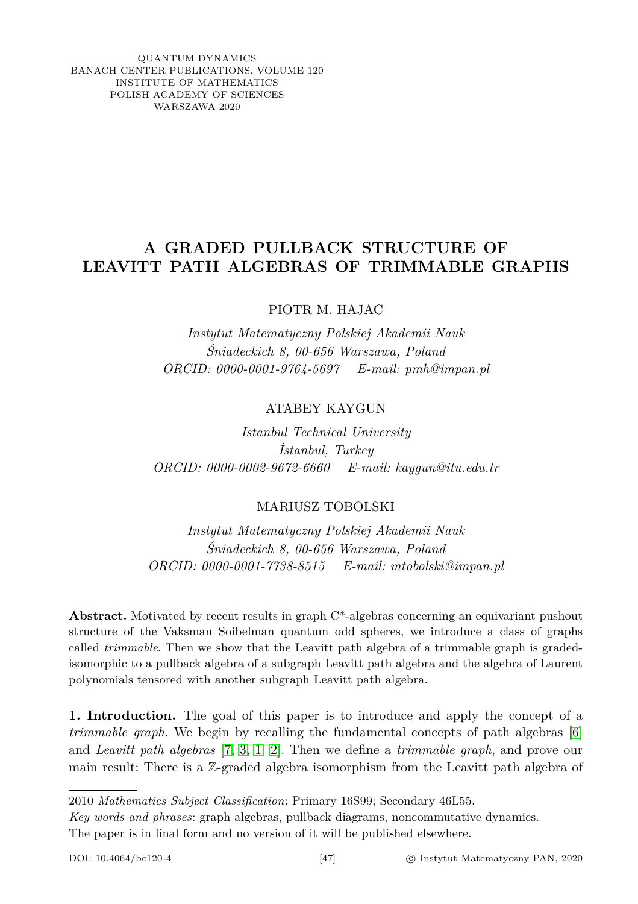QUANTUM DYNAMICS
BANACH CENTER PUBLICATIONS, VOLUME 120
INSTITUTE OF MATHEMATICS
POLISH ACADEMY OF SCIENCES
WARSZAWA 2020

# A GRADED PULLBACK STRUCTURE OF LEAVITT PATH ALGEBRAS OF TRIMMABLE GRAPHS

PIOTR M. HAJAC

*Instytut Matematyczny Polskiej Akademii Nauk*
*Śniadeckich 8, 00-656 Warszawa, Poland*
*ORCID: 0000-0001-9764-5697 E-mail: pmh@impan.pl*

ATABEY KAYGUN

*Istanbul Technical University*
*İstanbul, Turkey*
*ORCID: 0000-0002-9672-6660 E-mail: kaygun@itu.edu.tr*

MARIUSZ TOBOLSKI

*Instytut Matematyczny Polskiej Akademii Nauk*
*Śniadeckich 8, 00-656 Warszawa, Poland*
*ORCID: 0000-0001-7738-8515 E-mail: mtobolski@impan.pl*

**Abstract.** Motivated by recent results in graph C*-algebras concerning an equivariant pushout structure of the Vaksman–Soibelman quantum odd spheres, we introduce a class of graphs called *trimmable*. Then we show that the Leavitt path algebra of a trimmable graph is graded-isomorphic to a pullback algebra of a subgraph Leavitt path algebra and the algebra of Laurent polynomials tensored with another subgraph Leavitt path algebra.

**1. Introduction.** The goal of this paper is to introduce and apply the concept of a *trimmable graph*. We begin by recalling the fundamental concepts of path algebras [6] and *Leavitt path algebras* [7, 3, 1, 2]. Then we define a *trimmable graph*, and prove our main result: There is a $\mathbb{Z}$-graded algebra isomorphism from the Leavitt path algebra of

2010 *Mathematics Subject Classification*: Primary 16S99; Secondary 46L55.

*Key words and phrases*: graph algebras, pullback diagrams, noncommutative dynamics.

The paper is in final form and no version of it will be published elsewhere.

DOI: 10.4064/bc120-4 © Instytut Matematyczny PAN, 2020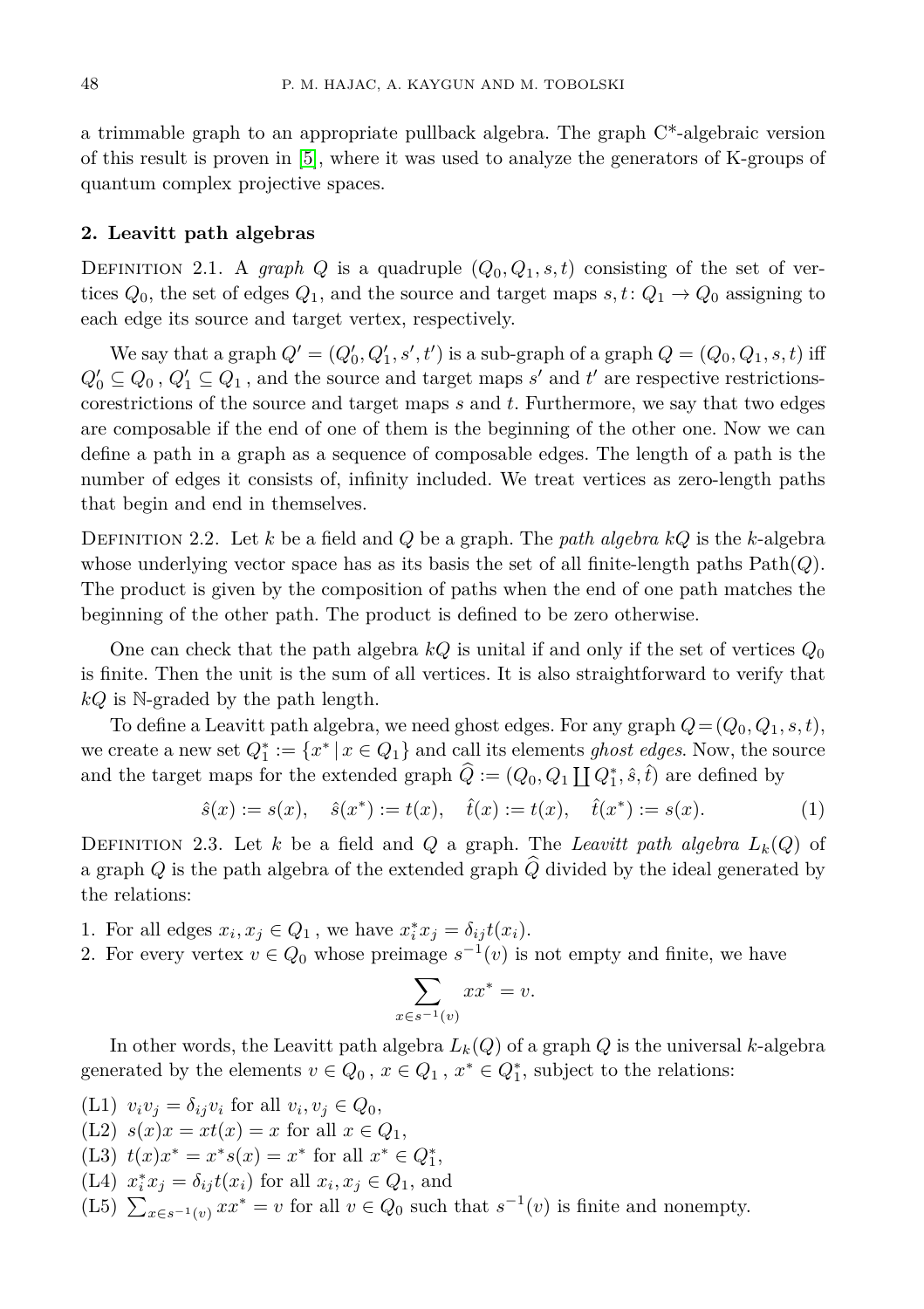a trimmable graph to an appropriate pullback algebra. The graph C*-algebraic version of this result is proven in [5], where it was used to analyze the generators of K-groups of quantum complex projective spaces.

## 2. Leavitt path algebras

Definition 2.1. A *graph* $Q$ is a quadruple $(Q_0, Q_1, s, t)$ consisting of the set of vertices $Q_0$, the set of edges $Q_1$, and the source and target maps $s, t\colon Q_1 \to Q_0$ assigning to each edge its source and target vertex, respectively.

We say that a graph $Q' = (Q'_0, Q'_1, s', t')$ is a sub-graph of a graph $Q = (Q_0, Q_1, s, t)$ iff $Q'_0 \subseteq Q_0$ , $Q'_1 \subseteq Q_1$ , and the source and target maps $s'$ and $t'$ are respective restrictions-corestrictions of the source and target maps $s$ and $t$. Furthermore, we say that two edges are composable if the end of one of them is the beginning of the other one. Now we can define a path in a graph as a sequence of composable edges. The length of a path is the number of edges it consists of, infinity included. We treat vertices as zero-length paths that begin and end in themselves.

Definition 2.2. Let $k$ be a field and $Q$ be a graph. The *path algebra* $kQ$ is the $k$-algebra whose underlying vector space has as its basis the set of all finite-length paths $\mathrm{Path}(Q)$. The product is given by the composition of paths when the end of one path matches the beginning of the other path. The product is defined to be zero otherwise.

One can check that the path algebra $kQ$ is unital if and only if the set of vertices $Q_0$ is finite. Then the unit is the sum of all vertices. It is also straightforward to verify that $kQ$ is $\mathbb{N}$-graded by the path length.

To define a Leavitt path algebra, we need ghost edges. For any graph $Q = (Q_0, Q_1, s, t)$, we create a new set $Q_1^* := \{x^* \,|\, x \in Q_1\}$ and call its elements *ghost edges*. Now, the source and the target maps for the extended graph $\widehat{Q} := (Q_0, Q_1 \coprod Q_1^*, \hat{s}, \hat{t})$ are defined by

$$\hat{s}(x) := s(x), \quad \hat{s}(x^*) := t(x), \quad \hat{t}(x) := t(x), \quad \hat{t}(x^*) := s(x). \tag{1}$$

Definition 2.3. Let $k$ be a field and $Q$ a graph. The *Leavitt path algebra* $L_k(Q)$ of a graph $Q$ is the path algebra of the extended graph $\widehat{Q}$ divided by the ideal generated by the relations:

1. For all edges $x_i, x_j \in Q_1$ , we have $x_i^* x_j = \delta_{ij} t(x_i)$.
2. For every vertex $v \in Q_0$ whose preimage $s^{-1}(v)$ is not empty and finite, we have

$$\sum_{x \in s^{-1}(v)} x x^* = v.$$

In other words, the Leavitt path algebra $L_k(Q)$ of a graph $Q$ is the universal $k$-algebra generated by the elements $v \in Q_0$ , $x \in Q_1$ , $x^* \in Q_1^*$, subject to the relations:

(L1) $v_i v_j = \delta_{ij} v_i$ for all $v_i, v_j \in Q_0$,
(L2) $s(x)x = xt(x) = x$ for all $x \in Q_1$,
(L3) $t(x)x^* = x^* s(x) = x^*$ for all $x^* \in Q_1^*$,
(L4) $x_i^* x_j = \delta_{ij} t(x_i)$ for all $x_i, x_j \in Q_1$, and
(L5) $\sum_{x \in s^{-1}(v)} x x^* = v$ for all $v \in Q_0$ such that $s^{-1}(v)$ is finite and nonempty.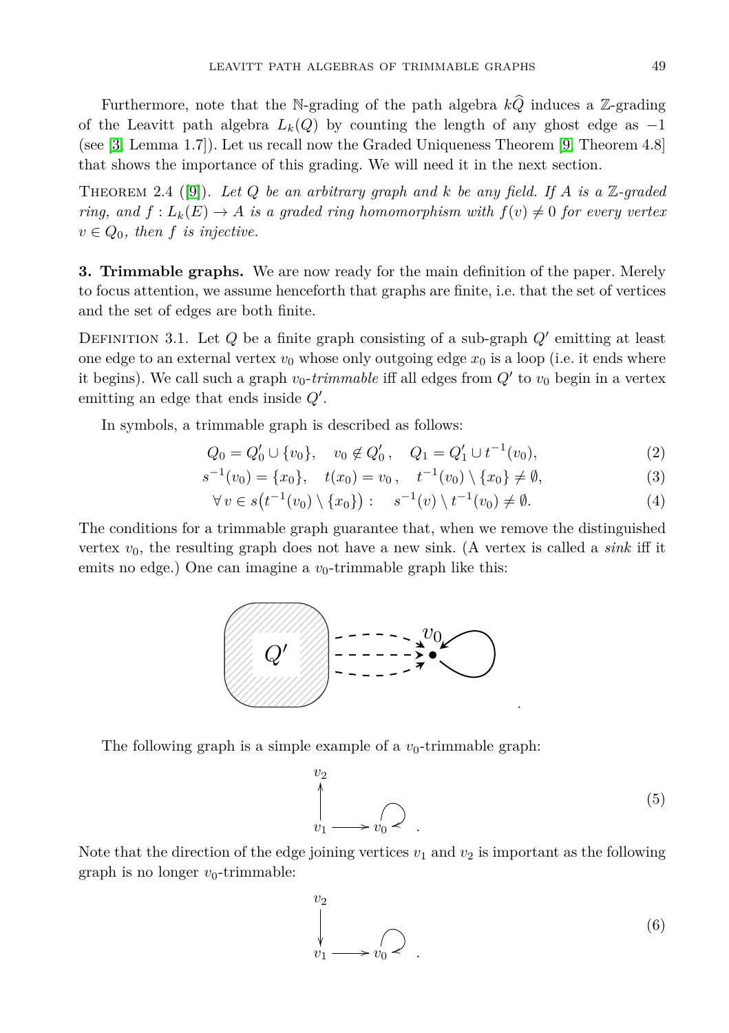Furthermore, note that the $\mathbb{N}$-grading of the path algebra $k\widehat{Q}$ induces a $\mathbb{Z}$-grading of the Leavitt path algebra $L_k(Q)$ by counting the length of any ghost edge as $-1$ (see [3, Lemma 1.7]). Let us recall now the Graded Uniqueness Theorem [9, Theorem 4.8] that shows the importance of this grading. We will need it in the next section.

Theorem 2.4 ([9]). *Let $Q$ be an arbitrary graph and $k$ be any field. If $A$ is a $\mathbb{Z}$-graded ring, and $f : L_k(E) \to A$ is a graded ring homomorphism with $f(v) \neq 0$ for every vertex $v \in Q_0$, then $f$ is injective.*

**3. Trimmable graphs.** We are now ready for the main definition of the paper. Merely to focus attention, we assume henceforth that graphs are finite, i.e. that the set of vertices and the set of edges are both finite.

Definition 3.1. Let $Q$ be a finite graph consisting of a sub-graph $Q'$ emitting at least one edge to an external vertex $v_0$ whose only outgoing edge $x_0$ is a loop (i.e. it ends where it begins). We call such a graph $v_0$-*trimmable* iff all edges from $Q'$ to $v_0$ begin in a vertex emitting an edge that ends inside $Q'$.

In symbols, a trimmable graph is described as follows:

$$Q_0 = Q'_0 \cup \{v_0\}, \quad v_0 \notin Q'_0\,, \quad Q_1 = Q'_1 \cup t^{-1}(v_0), \tag{2}$$

$$s^{-1}(v_0) = \{x_0\}, \quad t(x_0) = v_0\,, \quad t^{-1}(v_0) \setminus \{x_0\} \neq \emptyset, \tag{3}$$

$$\forall\, v \in s\big(t^{-1}(v_0) \setminus \{x_0\}\big) : \quad s^{-1}(v) \setminus t^{-1}(v_0) \neq \emptyset. \tag{4}$$

The conditions for a trimmable graph guarantee that, when we remove the distinguished vertex $v_0$, the resulting graph does not have a new sink. (A vertex is called a *sink* iff it emits no edge.) One can imagine a $v_0$-trimmable graph like this:

$$Q' \dashrightarrow v_0 \circlearrowleft \quad .$$

The following graph is a simple example of a $v_0$-trimmable graph:

$$\begin{array}{c} v_2 \\ \uparrow \\ v_1 \longrightarrow v_0 \circlearrowleft \end{array} \quad . \tag{5}$$

Note that the direction of the edge joining vertices $v_1$ and $v_2$ is important as the following graph is no longer $v_0$-trimmable:

$$\begin{array}{c} v_2 \\ \downarrow \\ v_1 \longrightarrow v_0 \circlearrowleft \end{array} \quad . \tag{6}$$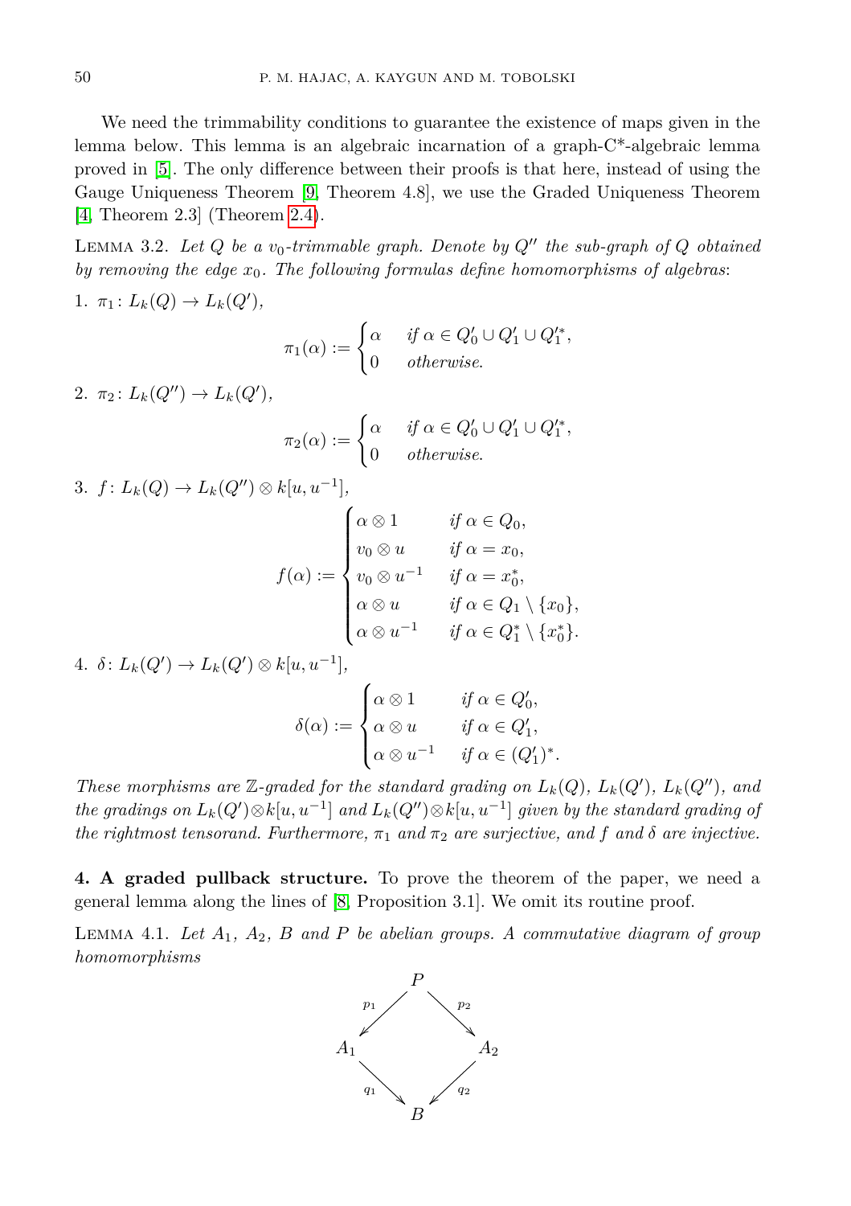We need the trimmability conditions to guarantee the existence of maps given in the lemma below. This lemma is an algebraic incarnation of a graph-C*-algebraic lemma proved in [5]. The only difference between their proofs is that here, instead of using the Gauge Uniqueness Theorem [9, Theorem 4.8], we use the Graded Uniqueness Theorem [4, Theorem 2.3] (Theorem 2.4).

Lemma 3.2. *Let $Q$ be a $v_0$-trimmable graph. Denote by $Q''$ the sub-graph of $Q$ obtained by removing the edge $x_0$. The following formulas define homomorphisms of algebras*:

1. $\pi_1 \colon L_k(Q) \to L_k(Q')$,

$$\pi_1(\alpha) := \begin{cases} \alpha & \text{if } \alpha \in Q'_0 \cup Q'_1 \cup Q'^*_1, \\ 0 & \text{otherwise.} \end{cases}$$

2. $\pi_2 \colon L_k(Q'') \to L_k(Q')$,

$$\pi_2(\alpha) := \begin{cases} \alpha & \text{if } \alpha \in Q'_0 \cup Q'_1 \cup Q'^*_1, \\ 0 & \text{otherwise.} \end{cases}$$

3. $f \colon L_k(Q) \to L_k(Q'') \otimes k[u, u^{-1}]$,

$$f(\alpha) := \begin{cases} \alpha \otimes 1 & \text{if } \alpha \in Q_0, \\ v_0 \otimes u & \text{if } \alpha = x_0, \\ v_0 \otimes u^{-1} & \text{if } \alpha = x_0^*, \\ \alpha \otimes u & \text{if } \alpha \in Q_1 \setminus \{x_0\}, \\ \alpha \otimes u^{-1} & \text{if } \alpha \in Q_1^* \setminus \{x_0^*\}. \end{cases}$$

4. $\delta \colon L_k(Q') \to L_k(Q') \otimes k[u, u^{-1}]$,

$$\delta(\alpha) := \begin{cases} \alpha \otimes 1 & \text{if } \alpha \in Q'_0, \\ \alpha \otimes u & \text{if } \alpha \in Q'_1, \\ \alpha \otimes u^{-1} & \text{if } \alpha \in (Q'_1)^*. \end{cases}$$

*These morphisms are $\mathbb{Z}$-graded for the standard grading on $L_k(Q)$, $L_k(Q')$, $L_k(Q'')$, and the gradings on $L_k(Q') \otimes k[u, u^{-1}]$ and $L_k(Q'') \otimes k[u, u^{-1}]$ given by the standard grading of the rightmost tensorand. Furthermore, $\pi_1$ and $\pi_2$ are surjective, and $f$ and $\delta$ are injective.*

**4. A graded pullback structure.** To prove the theorem of the paper, we need a general lemma along the lines of [8, Proposition 3.1]. We omit its routine proof.

Lemma 4.1. *Let $A_1$, $A_2$, $B$ and $P$ be abelian groups. A commutative diagram of group homomorphisms*

$$\begin{array}{ccccc} & & P & & \\ & \swarrow^{p_1} & & \searrow^{p_2} & \\ A_1 & & & & A_2 \\ & \searrow_{q_1} & & \swarrow_{q_2} & \\ & & B & & \end{array}$$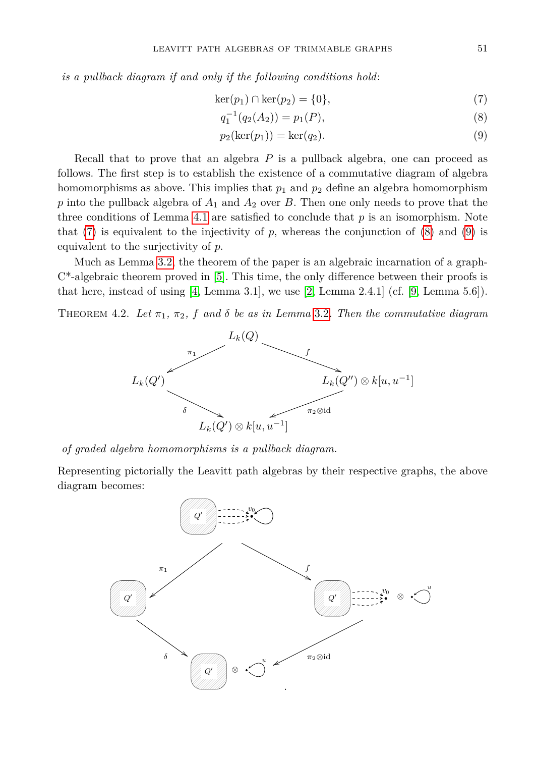*is a pullback diagram if and only if the following conditions hold*:

$$\ker(p_1) \cap \ker(p_2) = \{0\}, \tag{7}$$

$$q_1^{-1}(q_2(A_2)) = p_1(P), \tag{8}$$

$$p_2(\ker(p_1)) = \ker(q_2). \tag{9}$$

Recall that to prove that an algebra $P$ is a pullback algebra, one can proceed as follows. The first step is to establish the existence of a commutative diagram of algebra homomorphisms as above. This implies that $p_1$ and $p_2$ define an algebra homomorphism $p$ into the pullback algebra of $A_1$ and $A_2$ over $B$. Then one only needs to prove that the three conditions of Lemma 4.1 are satisfied to conclude that $p$ is an isomorphism. Note that (7) is equivalent to the injectivity of $p$, whereas the conjunction of (8) and (9) is equivalent to the surjectivity of $p$.

Much as Lemma 3.2, the theorem of the paper is an algebraic incarnation of a graph-C*-algebraic theorem proved in [5]. This time, the only difference between their proofs is that here, instead of using [4, Lemma 3.1], we use [2, Lemma 2.4.1] (cf. [9, Lemma 5.6]).

THEOREM 4.2. *Let $\pi_1$, $\pi_2$, $f$ and $\delta$ be as in Lemma 3.2. Then the commutative diagram*

$$\begin{array}{ccccc} & & L_k(Q) & & \\ & \swarrow^{\pi_1} & & \searrow^{f} & \\ L_k(Q') & & & & L_k(Q'')\otimes k[u,u^{-1}] \\ & \searrow_{\delta} & & \swarrow_{\pi_2\otimes \mathrm{id}} & \\ & & L_k(Q')\otimes k[u,u^{-1}] & & \end{array}$$

*of graded algebra homomorphisms is a pullback diagram.*

Representing pictorially the Leavitt path algebras by their respective graphs, the above diagram becomes:

$$\begin{array}{ccccc} & & Q' \dashrightarrow v_0 \circlearrowleft & & \\ & \swarrow^{\pi_1} & & \searrow^{f} & \\ Q' & & & & Q' \dashrightarrow v_0 \;\otimes\; \bullet\circlearrowleft^{u} \\ & \searrow_{\delta} & & \swarrow_{\pi_2\otimes \mathrm{id}} & \\ & & Q' \;\otimes\; \bullet\circlearrowleft^{u} & & \end{array}$$

.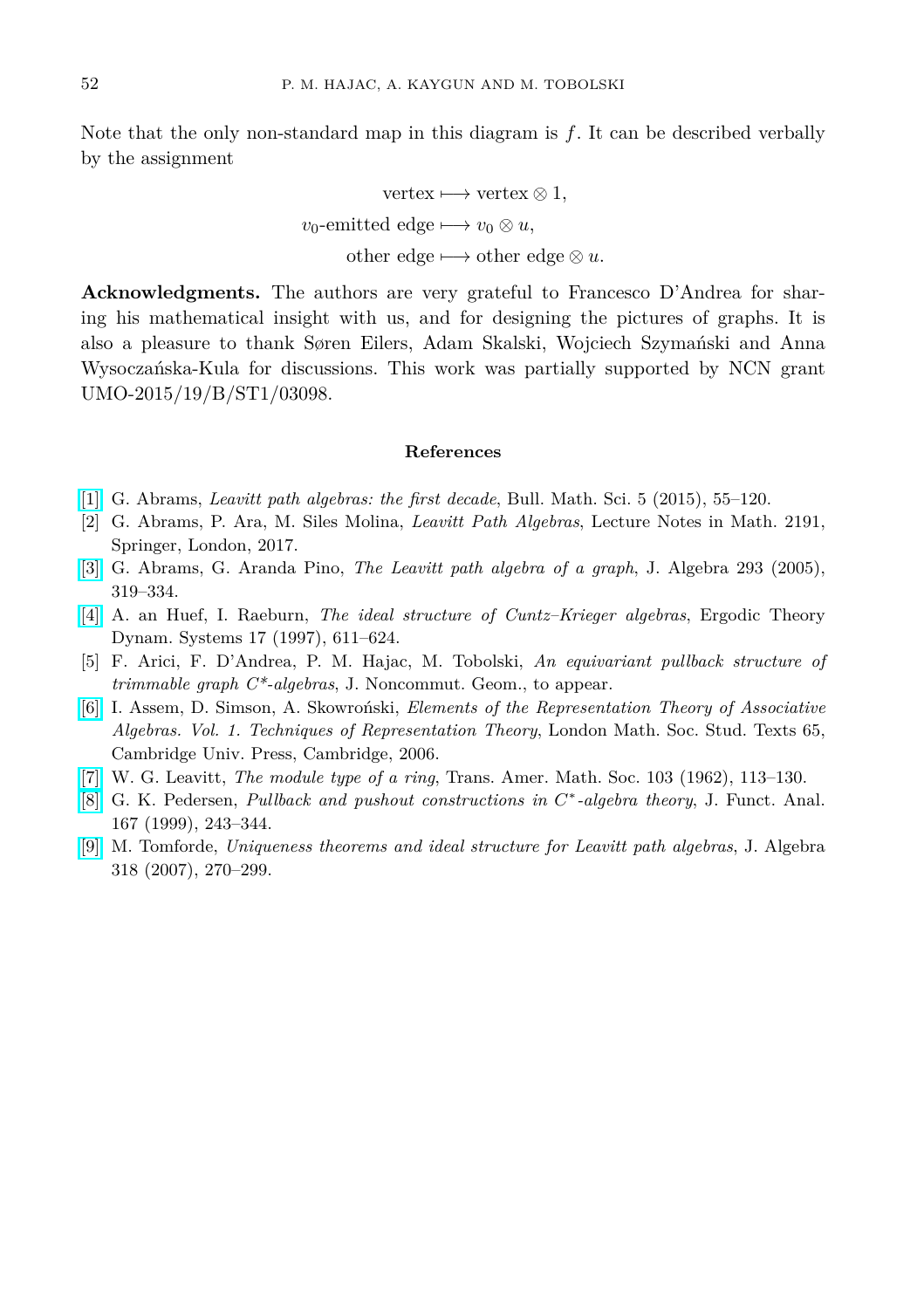Note that the only non-standard map in this diagram is $f$. It can be described verbally by the assignment

$$\begin{aligned} \text{vertex} &\longmapsto \text{vertex} \otimes 1, \\ v_0\text{-emitted edge} &\longmapsto v_0 \otimes u, \\ \text{other edge} &\longmapsto \text{other edge} \otimes u. \end{aligned}$$

**Acknowledgments.** The authors are very grateful to Francesco D'Andrea for sharing his mathematical insight with us, and for designing the pictures of graphs. It is also a pleasure to thank Søren Eilers, Adam Skalski, Wojciech Szymański and Anna Wysoczańska-Kula for discussions. This work was partially supported by NCN grant UMO-2015/19/B/ST1/03098.

## References

[1] G. Abrams, *Leavitt path algebras: the first decade*, Bull. Math. Sci. 5 (2015), 55–120.

[2] G. Abrams, P. Ara, M. Siles Molina, *Leavitt Path Algebras*, Lecture Notes in Math. 2191, Springer, London, 2017.

[3] G. Abrams, G. Aranda Pino, *The Leavitt path algebra of a graph*, J. Algebra 293 (2005), 319–334.

[4] A. an Huef, I. Raeburn, *The ideal structure of Cuntz–Krieger algebras*, Ergodic Theory Dynam. Systems 17 (1997), 611–624.

[5] F. Arici, F. D'Andrea, P. M. Hajac, M. Tobolski, *An equivariant pullback structure of trimmable graph C\*-algebras*, J. Noncommut. Geom., to appear.

[6] I. Assem, D. Simson, A. Skowroński, *Elements of the Representation Theory of Associative Algebras. Vol. 1. Techniques of Representation Theory*, London Math. Soc. Stud. Texts 65, Cambridge Univ. Press, Cambridge, 2006.

[7] W. G. Leavitt, *The module type of a ring*, Trans. Amer. Math. Soc. 103 (1962), 113–130.

[8] G. K. Pedersen, *Pullback and pushout constructions in $C^*$-algebra theory*, J. Funct. Anal. 167 (1999), 243–344.

[9] M. Tomforde, *Uniqueness theorems and ideal structure for Leavitt path algebras*, J. Algebra 318 (2007), 270–299.